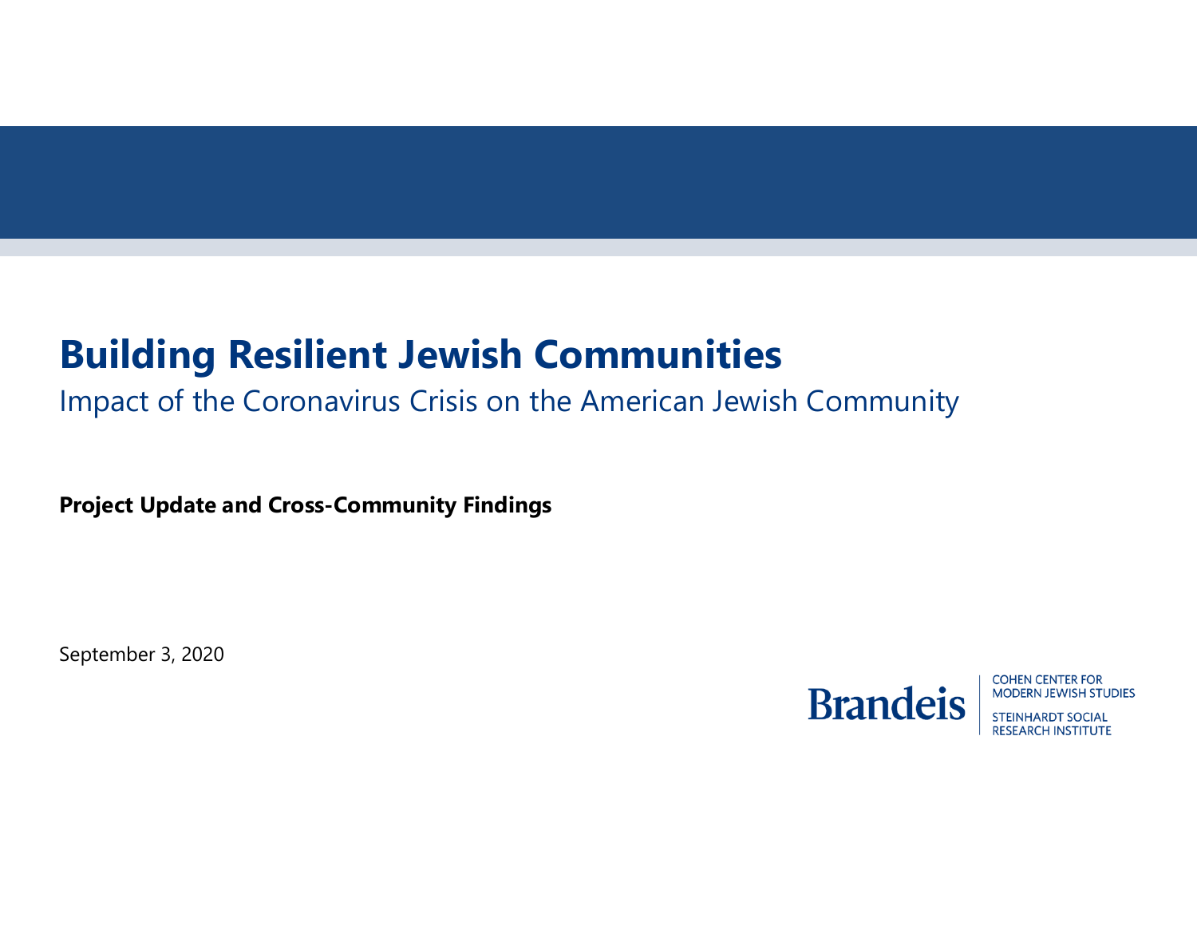# Building Resilient Jewish Communities

## Impact of the Coronavirus Crisis on the American Jewish Community

**Project Update and Cross-Community Findings**

September 3, 2020

Brandeis

COHEN CENTER FOR MODERN JEWISH STUDIES

STEINHARDT SOCIAL RESEARCH INSTITUTE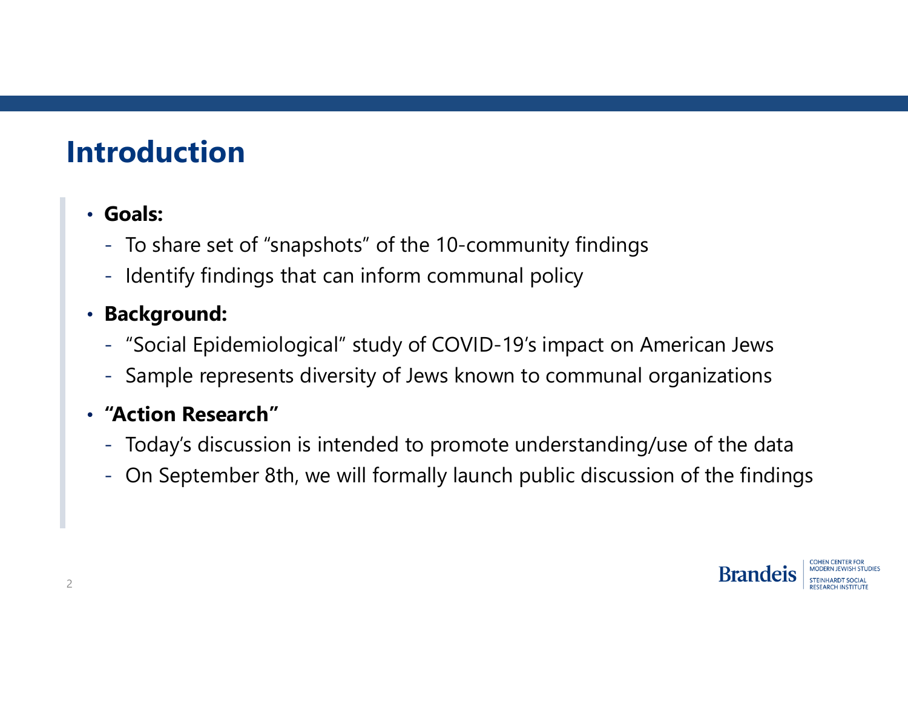# Introduction

- **Goals:**
  - To share set of "snapshots" of the 10-community findings
  - Identify findings that can inform communal policy
- **Background:**
  - "Social Epidemiological" study of COVID-19's impact on American Jews
  - Sample represents diversity of Jews known to communal organizations
- **"Action Research"**
  - Today's discussion is intended to promote understanding/use of the data
  - On September 8th, we will formally launch public discussion of the findings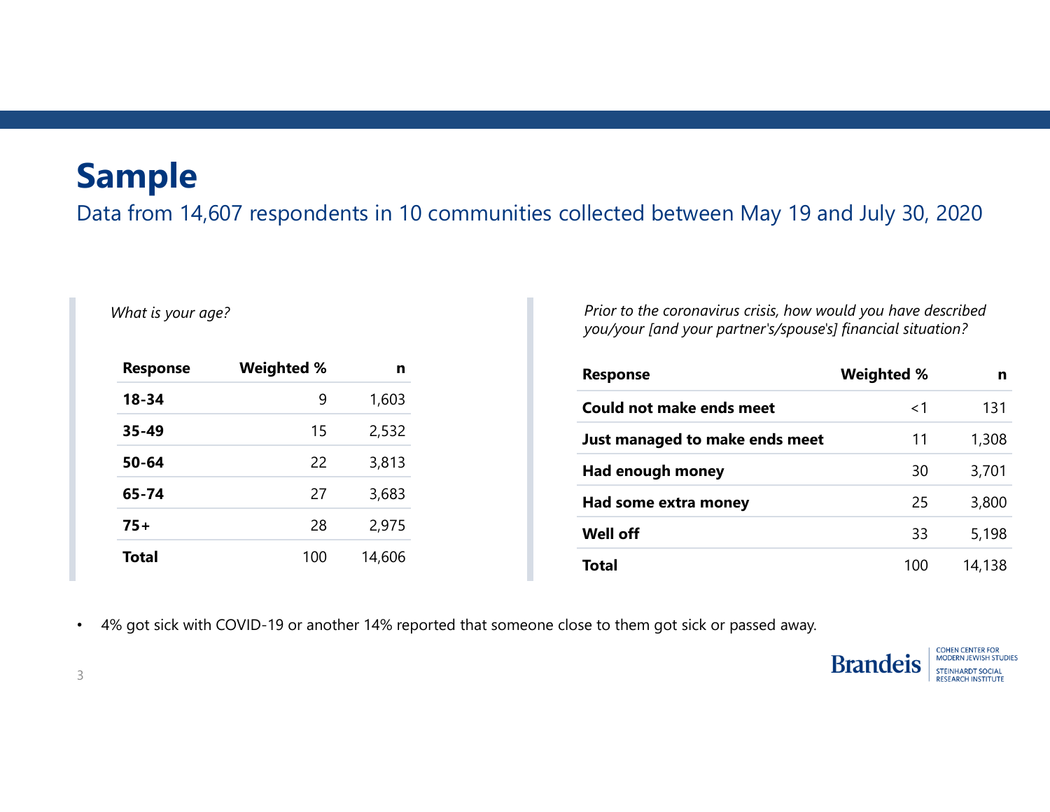# Sample

Data from 14,607 respondents in 10 communities collected between May 19 and July 30, 2020

*What is your age?*

| Response | Weighted % | n |
|---|---|---|
| **18-34** | 9 | 1,603 |
| **35-49** | 15 | 2,532 |
| **50-64** | 22 | 3,813 |
| **65-74** | 27 | 3,683 |
| **75+** | 28 | 2,975 |
| **Total** | 100 | 14,606 |

*Prior to the coronavirus crisis, how would you have described you/your [and your partner's/spouse's] financial situation?*

| Response | Weighted % | n |
|---|---|---|
| **Could not make ends meet** | <1 | 131 |
| **Just managed to make ends meet** | 11 | 1,308 |
| **Had enough money** | 30 | 3,701 |
| **Had some extra money** | 25 | 3,800 |
| **Well off** | 33 | 5,198 |
| **Total** | 100 | 14,138 |

- 4% got sick with COVID-19 or another 14% reported that someone close to them got sick or passed away.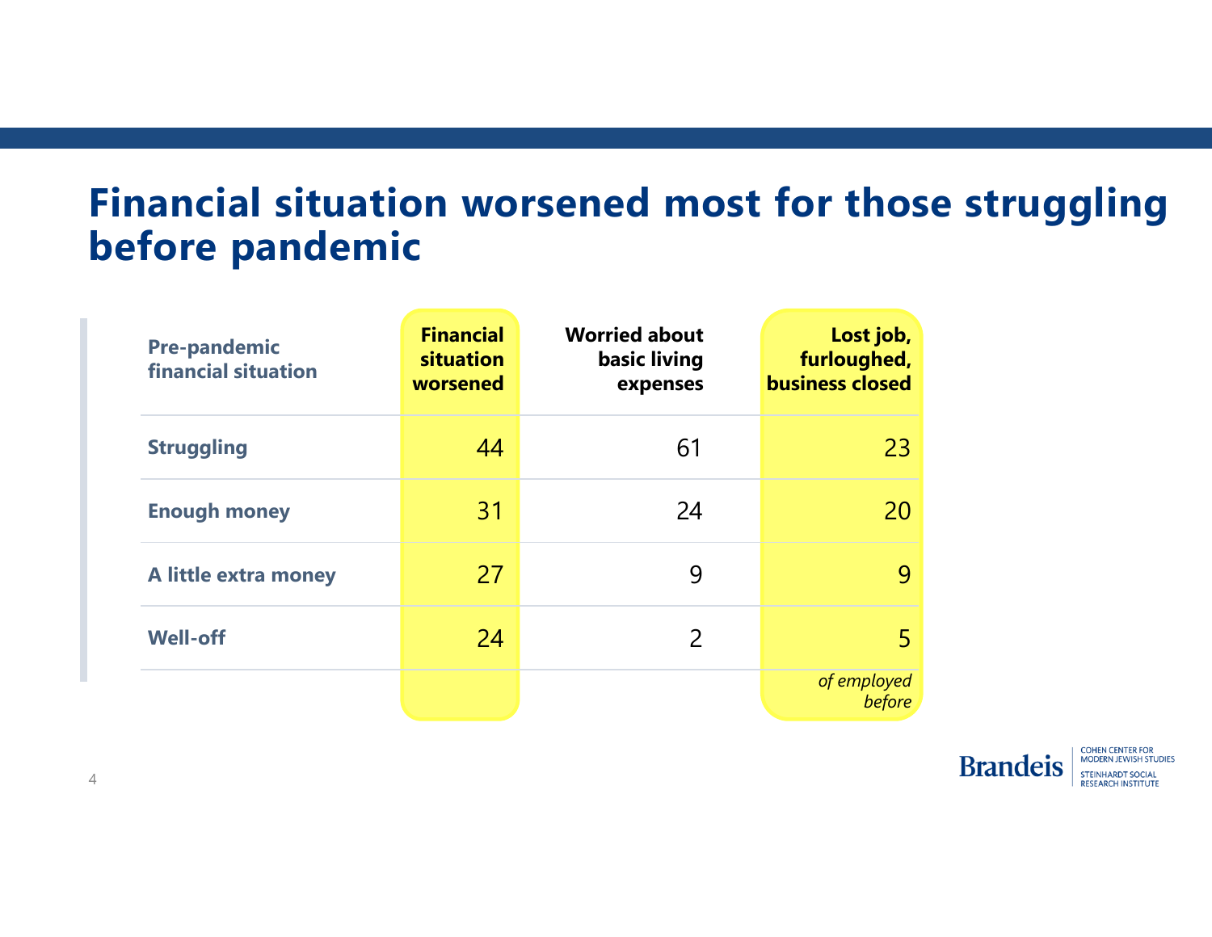# Financial situation worsened most for those struggling before pandemic

| Pre-pandemic financial situation | Financial situation worsened | Worried about basic living expenses | Lost job, furloughed, business closed |
|---|---|---|---|
| Struggling | 44 | 61 | 23 |
| Enough money | 31 | 24 | 20 |
| A little extra money | 27 | 9 | 9 |
| Well-off | 24 | 2 | 5 |
| | | | *of employed before* |

Brandeis | COHEN CENTER FOR MODERN JEWISH STUDIES | STEINHARDT SOCIAL RESEARCH INSTITUTE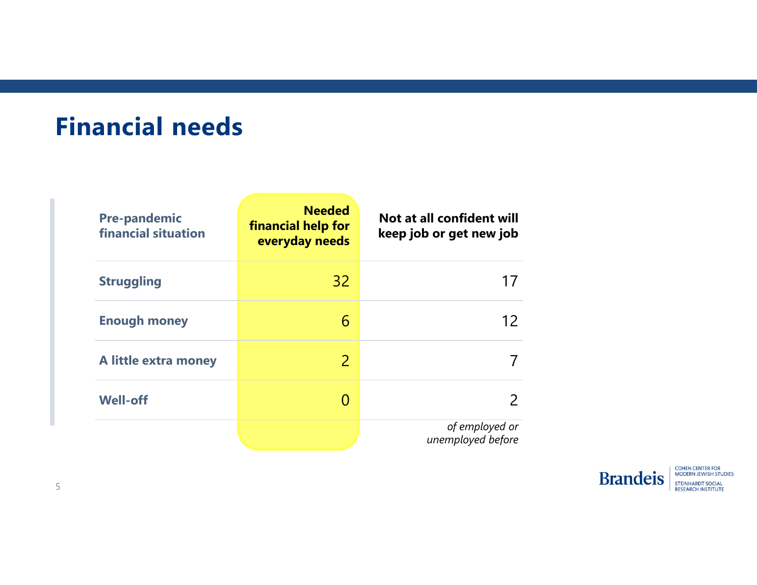# Financial needs

| Pre-pandemic financial situation | Needed financial help for everyday needs | Not at all confident will keep job or get new job |
|---|---|---|
| Struggling | 32 | 17 |
| Enough money | 6 | 12 |
| A little extra money | 2 | 7 |
| Well-off | 0 | 2 |
| | | *of employed or unemployed before* |

Brandeis | COHEN CENTER FOR MODERN JEWISH STUDIES | STEINHARDT SOCIAL RESEARCH INSTITUTE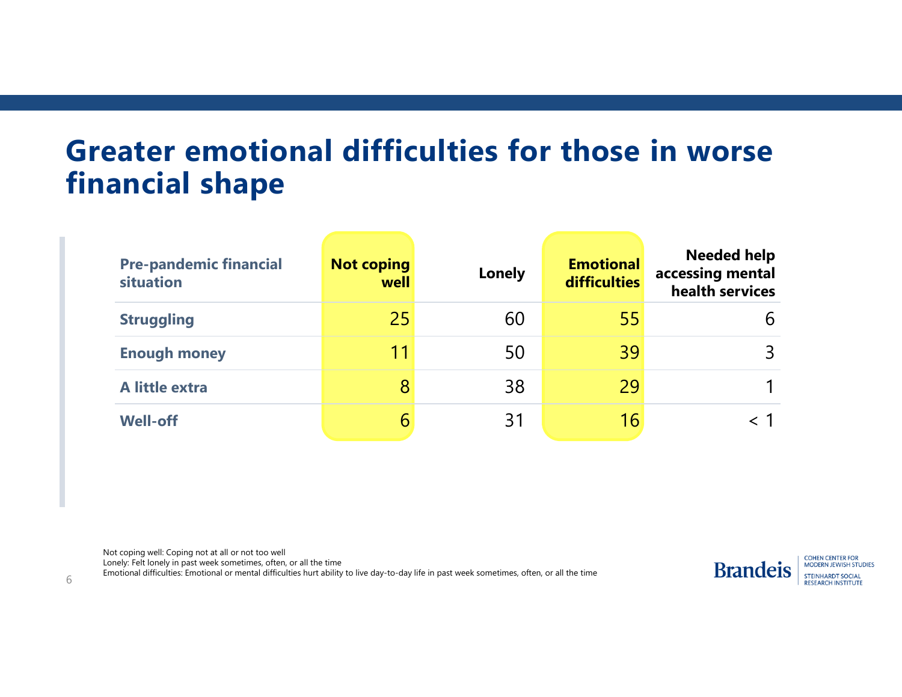# Greater emotional difficulties for those in worse financial shape

| Pre-pandemic financial situation | Not coping well | Lonely | Emotional difficulties | Needed help accessing mental health services |
|---|---|---|---|---|
| **Struggling** | 25 | 60 | 55 | 6 |
| **Enough money** | 11 | 50 | 39 | 3 |
| **A little extra** | 8 | 38 | 29 | 1 |
| **Well-off** | 6 | 31 | 16 | < 1 |

Not coping well: Coping not at all or not too well
Lonely: Felt lonely in past week sometimes, often, or all the time
Emotional difficulties: Emotional or mental difficulties hurt ability to live day-to-day life in past week sometimes, often, or all the time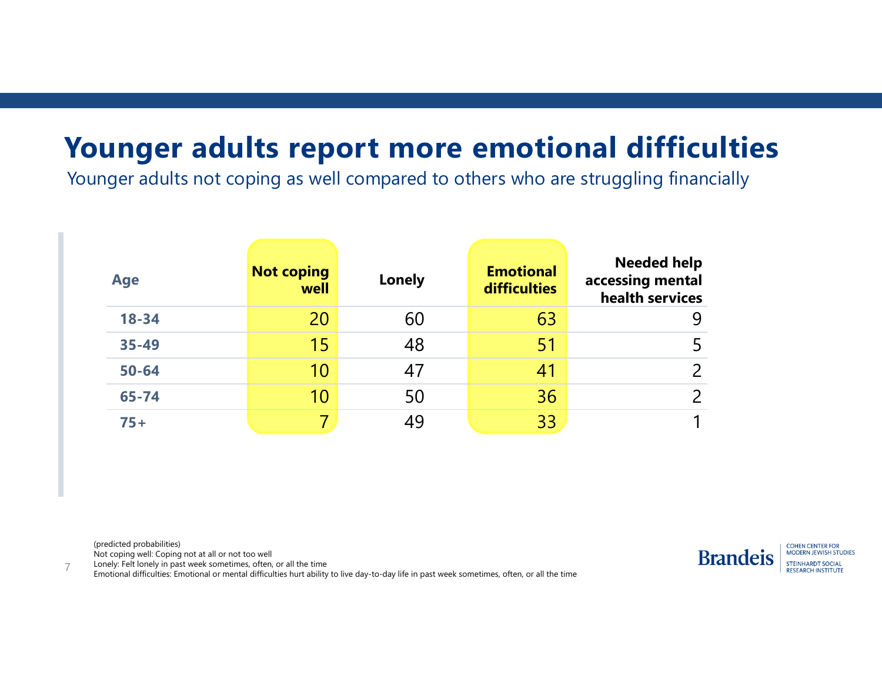# Younger adults report more emotional difficulties

Younger adults not coping as well compared to others who are struggling financially

| Age | Not coping well | Lonely | Emotional difficulties | Needed help accessing mental health services |
|---|---|---|---|---|
| 18-34 | 20 | 60 | 63 | 9 |
| 35-49 | 15 | 48 | 51 | 5 |
| 50-64 | 10 | 47 | 41 | 2 |
| 65-74 | 10 | 50 | 36 | 2 |
| 75+ | 7 | 49 | 33 | 1 |

(predicted probabilities)
Not coping well: Coping not at all or not too well
Lonely: Felt lonely in past week sometimes, often, or all the time
Emotional difficulties: Emotional or mental difficulties hurt ability to live day-to-day life in past week sometimes, often, or all the time

Brandeis | COHEN CENTER FOR MODERN JEWISH STUDIES | STEINHARDT SOCIAL RESEARCH INSTITUTE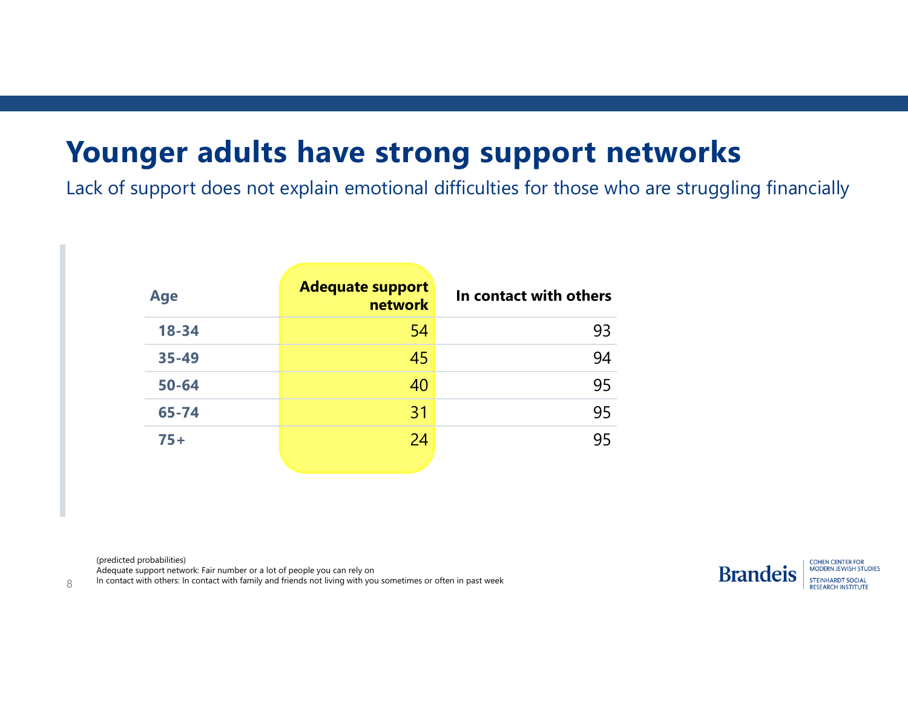# Younger adults have strong support networks

Lack of support does not explain emotional difficulties for those who are struggling financially

| Age | Adequate support network | In contact with others |
| --- | --- | --- |
| 18-34 | 54 | 93 |
| 35-49 | 45 | 94 |
| 50-64 | 40 | 95 |
| 65-74 | 31 | 95 |
| 75+ | 24 | 95 |

(predicted probabilities)
Adequate support network: Fair number or a lot of people you can rely on
In contact with others: In contact with family and friends not living with you sometimes or often in past week

Brandeis | COHEN CENTER FOR MODERN JEWISH STUDIES | STEINHARDT SOCIAL RESEARCH INSTITUTE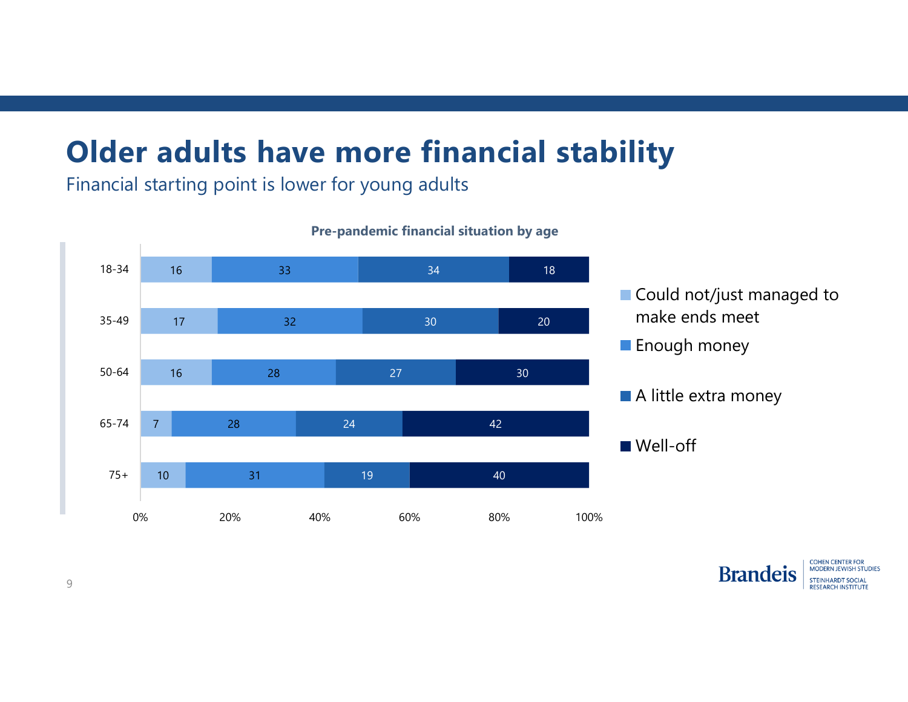# Older adults have more financial stability

Financial starting point is lower for young adults

**Pre-pandemic financial situation by age**

| Age | Could not/just managed to make ends meet | Enough money | A little extra money | Well-off |
|---|---|---|---|---|
| 18-34 | 16 | 33 | 34 | 18 |
| 35-49 | 17 | 32 | 30 | 20 |
| 50-64 | 16 | 28 | 27 | 30 |
| 65-74 | 7 | 28 | 24 | 42 |
| 75+ | 10 | 31 | 19 | 40 |

Brandeis | Cohen Center for Modern Jewish Studies | Steinhardt Social Research Institute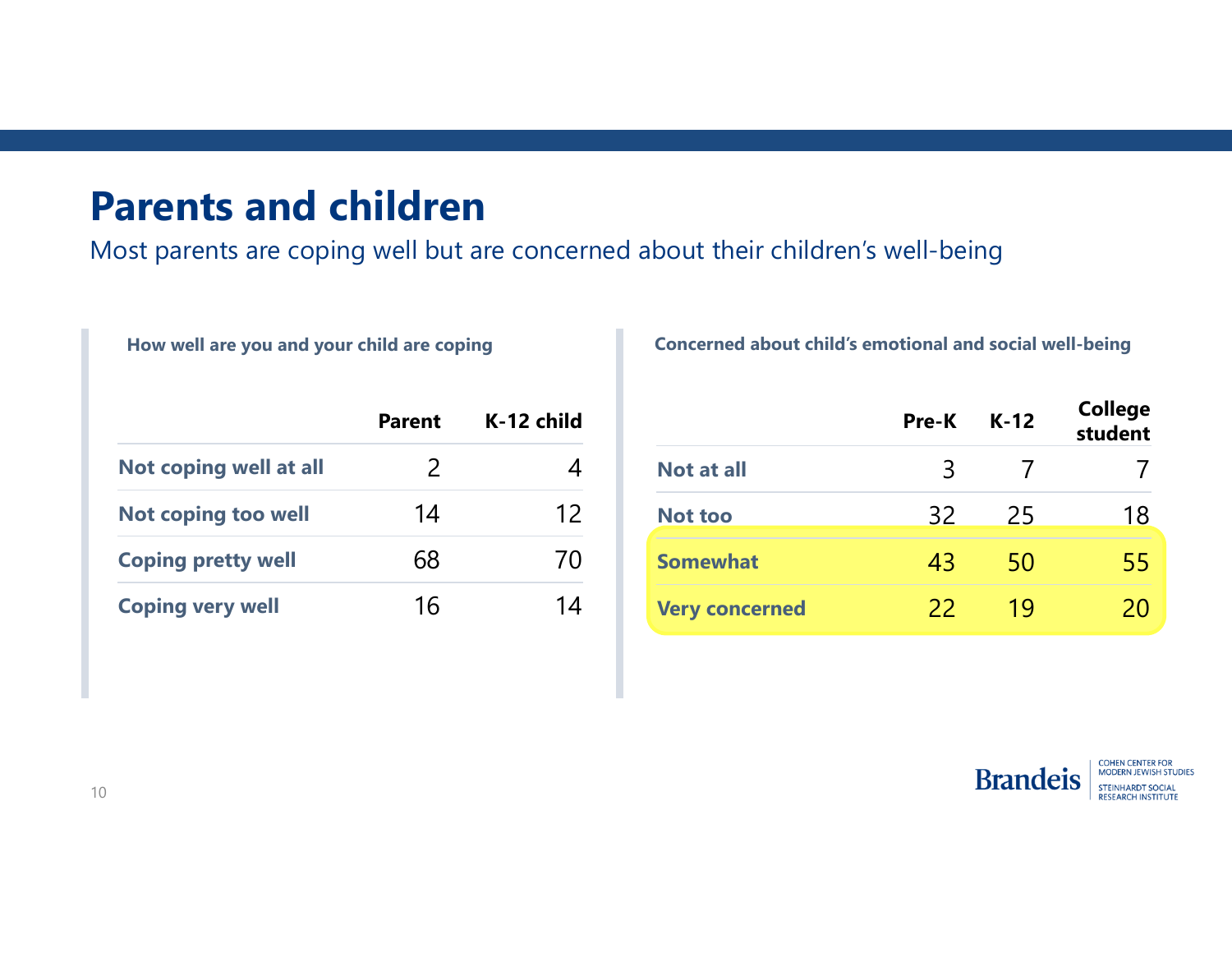# Parents and children

Most parents are coping well but are concerned about their children's well-being

**How well are you and your child are coping**

| | Parent | K-12 child |
|---|---|---|
| Not coping well at all | 2 | 4 |
| Not coping too well | 14 | 12 |
| Coping pretty well | 68 | 70 |
| Coping very well | 16 | 14 |

**Concerned about child's emotional and social well-being**

| | Pre-K | K-12 | College student |
|---|---|---|---|
| Not at all | 3 | 7 | 7 |
| Not too | 32 | 25 | 18 |
| Somewhat | 43 | 50 | 55 |
| Very concerned | 22 | 19 | 20 |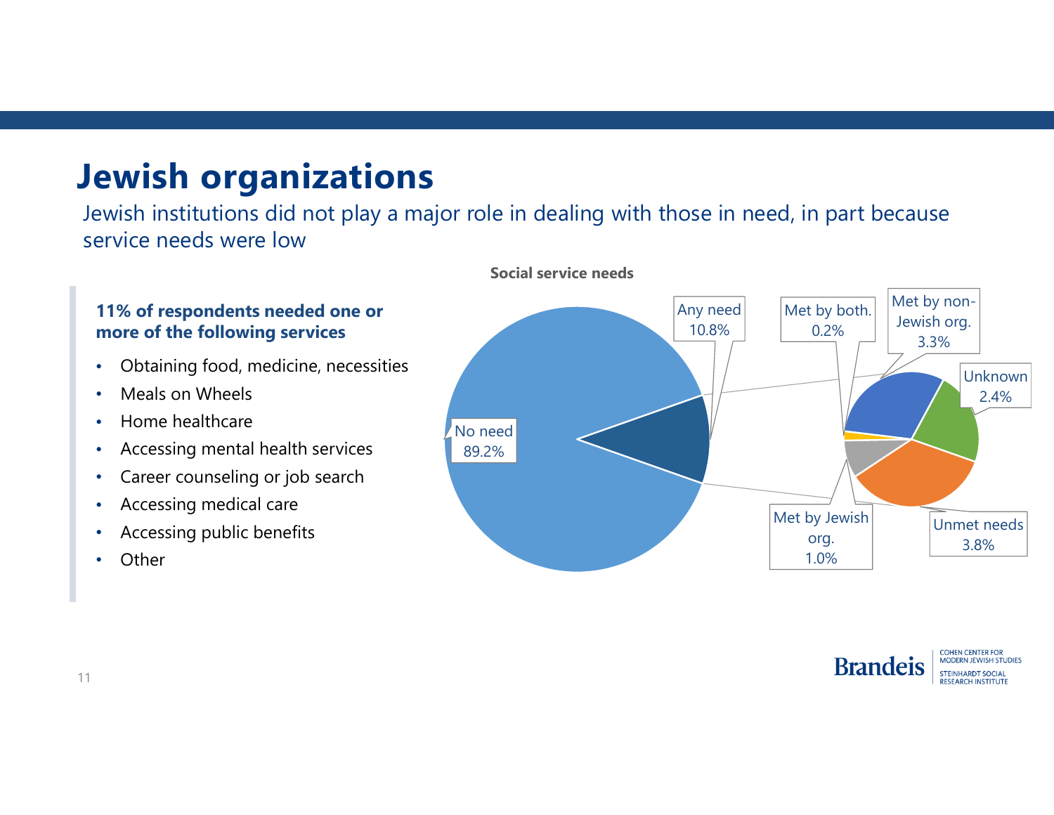# Jewish organizations

Jewish institutions did not play a major role in dealing with those in need, in part because service needs were low

**11% of respondents needed one or more of the following services**

- Obtaining food, medicine, necessities
- Meals on Wheels
- Home healthcare
- Accessing mental health services
- Career counseling or job search
- Accessing medical care
- Accessing public benefits
- Other

**Social service needs**

No need 89.2%

Any need 10.8%

Met by both. 0.2%

Met by non-Jewish org. 3.3%

Unknown 2.4%

Unmet needs 3.8%

Met by Jewish org. 1.0%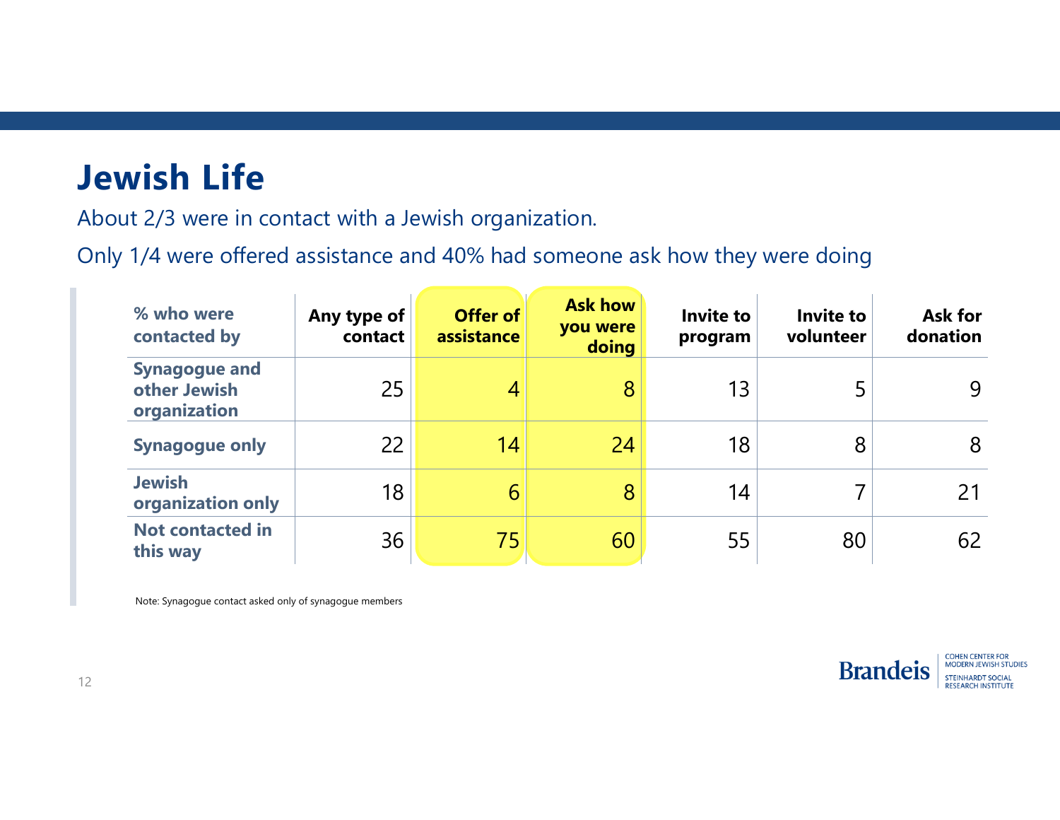# Jewish Life

About 2/3 were in contact with a Jewish organization.

Only 1/4 were offered assistance and 40% had someone ask how they were doing

| % who were contacted by | Any type of contact | Offer of assistance | Ask how you were doing | Invite to program | Invite to volunteer | Ask for donation |
|---|---|---|---|---|---|---|
| Synagogue and other Jewish organization | 25 | 4 | 8 | 13 | 5 | 9 |
| Synagogue only | 22 | 14 | 24 | 18 | 8 | 8 |
| Jewish organization only | 18 | 6 | 8 | 14 | 7 | 21 |
| Not contacted in this way | 36 | 75 | 60 | 55 | 80 | 62 |

Note: Synagogue contact asked only of synagogue members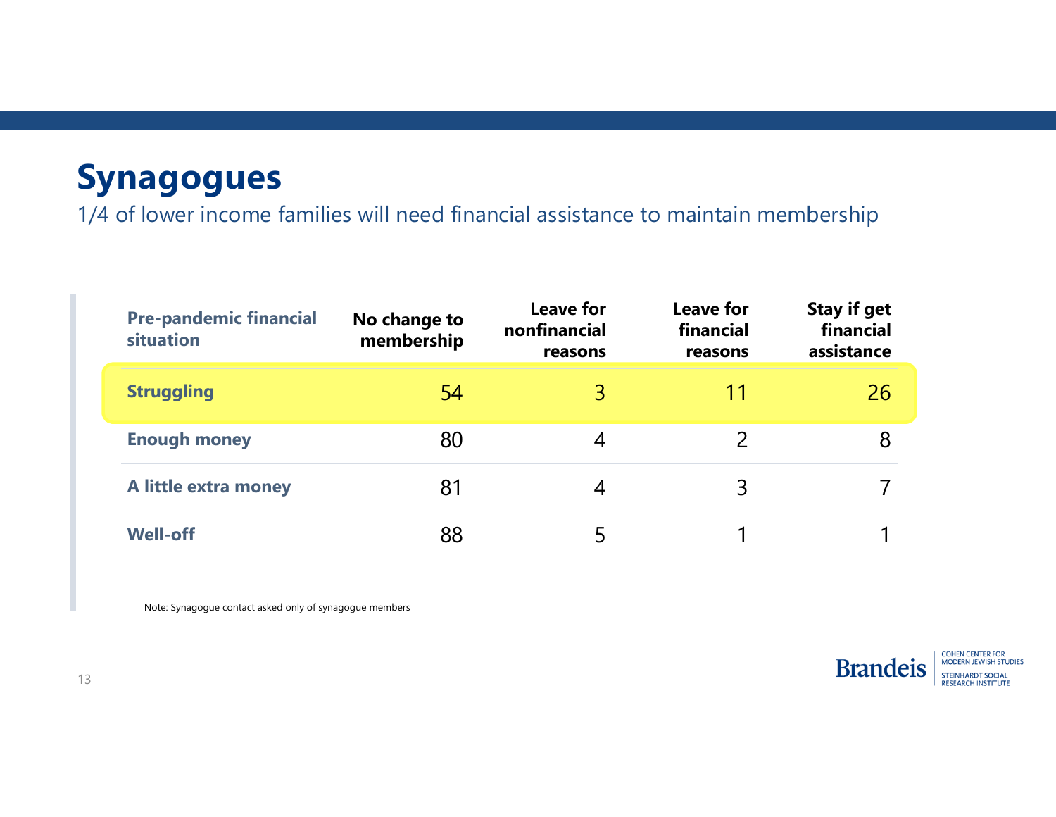# Synagogues

1/4 of lower income families will need financial assistance to maintain membership

| Pre-pandemic financial situation | No change to membership | Leave for nonfinancial reasons | Leave for financial reasons | Stay if get financial assistance |
|---|---|---|---|---|
| **Struggling** | 54 | 3 | 11 | 26 |
| **Enough money** | 80 | 4 | 2 | 8 |
| **A little extra money** | 81 | 4 | 3 | 7 |
| **Well-off** | 88 | 5 | 1 | 1 |

Note: Synagogue contact asked only of synagogue members

Brandeis | COHEN CENTER FOR MODERN JEWISH STUDIES | STEINHARDT SOCIAL RESEARCH INSTITUTE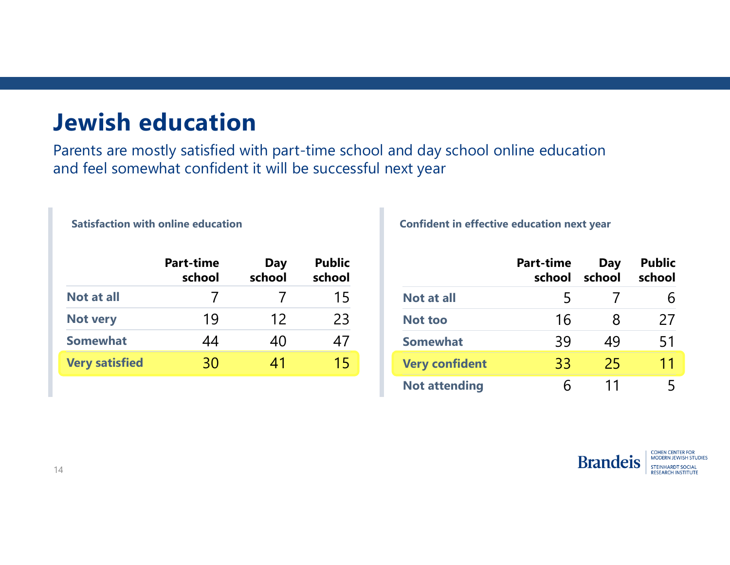# Jewish education

Parents are mostly satisfied with part-time school and day school online education and feel somewhat confident it will be successful next year

**Satisfaction with online education**

| | Part-time school | Day school | Public school |
|---|---|---|---|
| Not at all | 7 | 7 | 15 |
| Not very | 19 | 12 | 23 |
| Somewhat | 44 | 40 | 47 |
| **Very satisfied** | **30** | **41** | **15** |

**Confident in effective education next year**

| | Part-time school | Day school | Public school |
|---|---|---|---|
| Not at all | 5 | 7 | 6 |
| Not too | 16 | 8 | 27 |
| Somewhat | 39 | 49 | 51 |
| **Very confident** | **33** | **25** | **11** |
| Not attending | 6 | 11 | 5 |

Brandeis | COHEN CENTER FOR MODERN JEWISH STUDIES | STEINHARDT SOCIAL RESEARCH INSTITUTE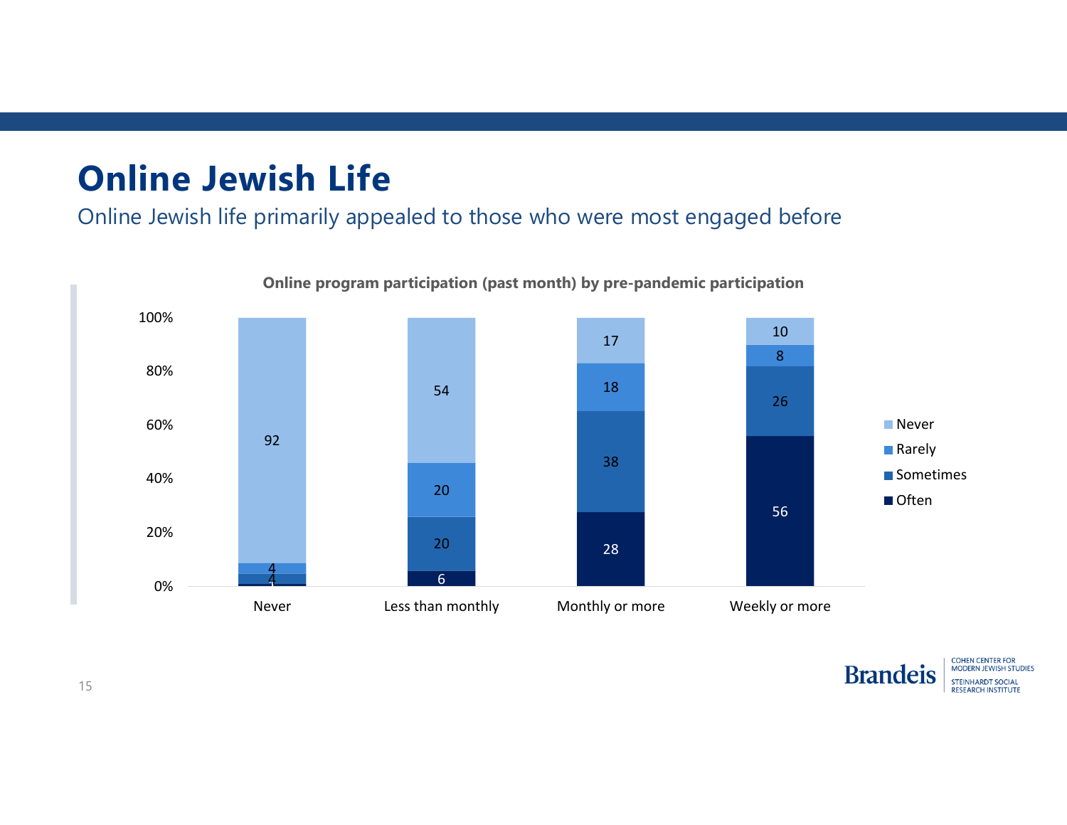# Online Jewish Life

Online Jewish life primarily appealed to those who were most engaged before

**Online program participation (past month) by pre-pandemic participation**

| Pre-pandemic participation | Often | Sometimes | Rarely | Never |
|---|---|---|---|---|
| Never | 1 | 4 | 4 | 92 |
| Less than monthly | 6 | 20 | 20 | 54 |
| Monthly or more | 28 | 38 | 18 | 17 |
| Weekly or more | 56 | 26 | 8 | 10 |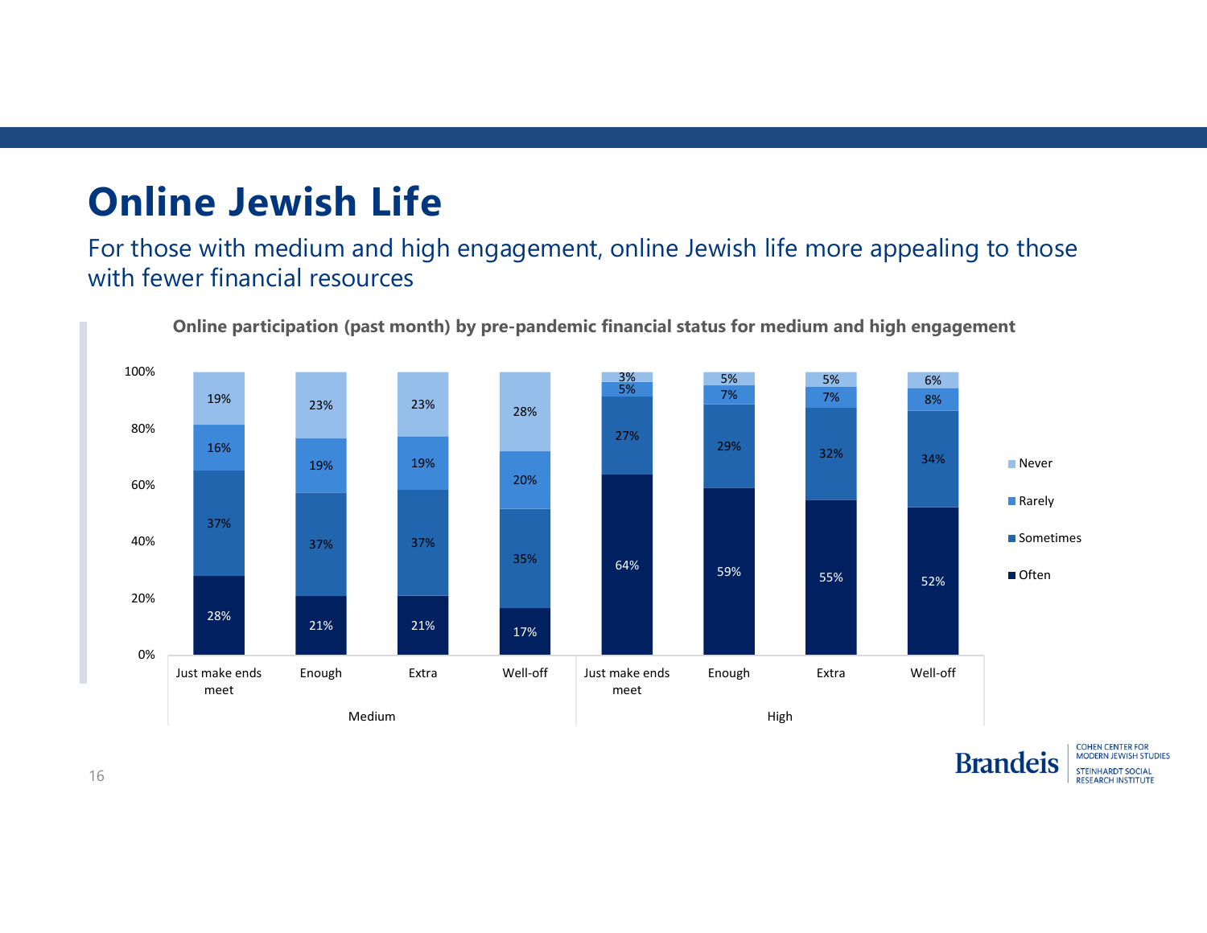# Online Jewish Life

For those with medium and high engagement, online Jewish life more appealing to those with fewer financial resources

**Online participation (past month) by pre-pandemic financial status for medium and high engagement**

| Engagement | Financial status | Often | Sometimes | Rarely | Never |
|---|---|---|---|---|---|
| Medium | Just make ends meet | 28% | 37% | 16% | 19% |
| Medium | Enough | 21% | 37% | 19% | 23% |
| Medium | Extra | 21% | 37% | 19% | 23% |
| Medium | Well-off | 17% | 35% | 20% | 28% |
| High | Just make ends meet | 64% | 27% | 5% | 3% |
| High | Enough | 59% | 29% | 7% | 5% |
| High | Extra | 55% | 32% | 7% | 5% |
| High | Well-off | 52% | 34% | 8% | 6% |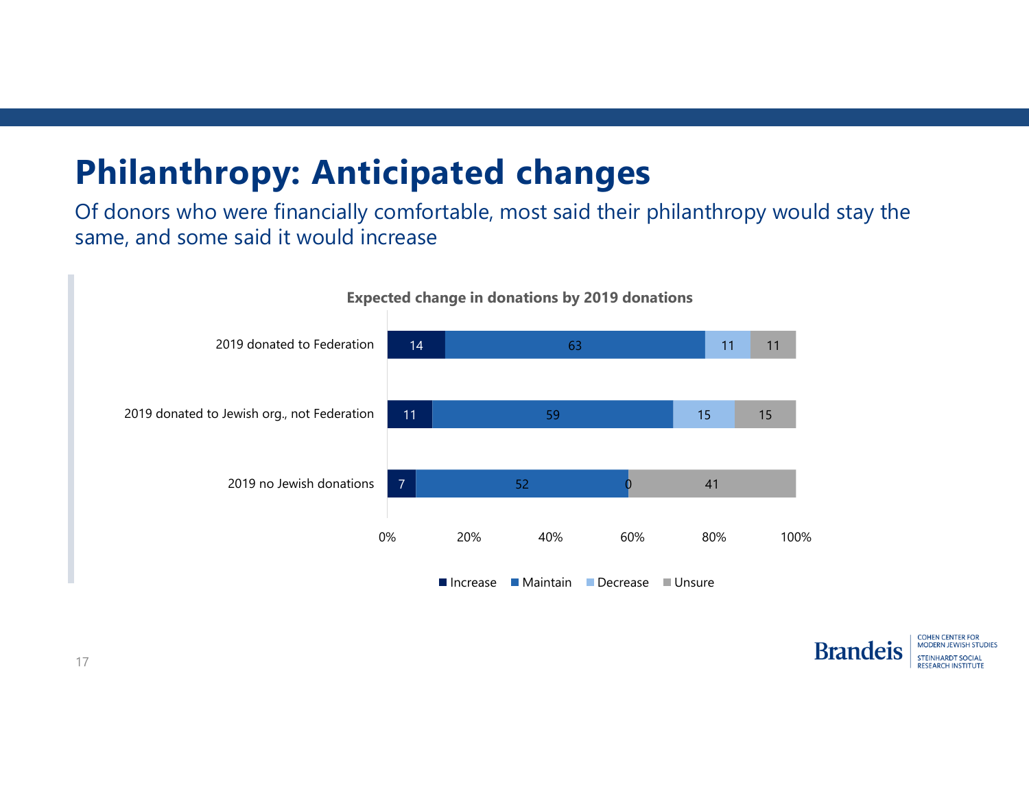# Philanthropy: Anticipated changes

Of donors who were financially comfortable, most said their philanthropy would stay the same, and some said it would increase

**Expected change in donations by 2019 donations**

| | Increase | Maintain | Decrease | Unsure |
|---|---|---|---|---|
| 2019 donated to Federation | 14 | 63 | 11 | 11 |
| 2019 donated to Jewish org., not Federation | 11 | 59 | 15 | 15 |
| 2019 no Jewish donations | 7 | 52 | 0 | 41 |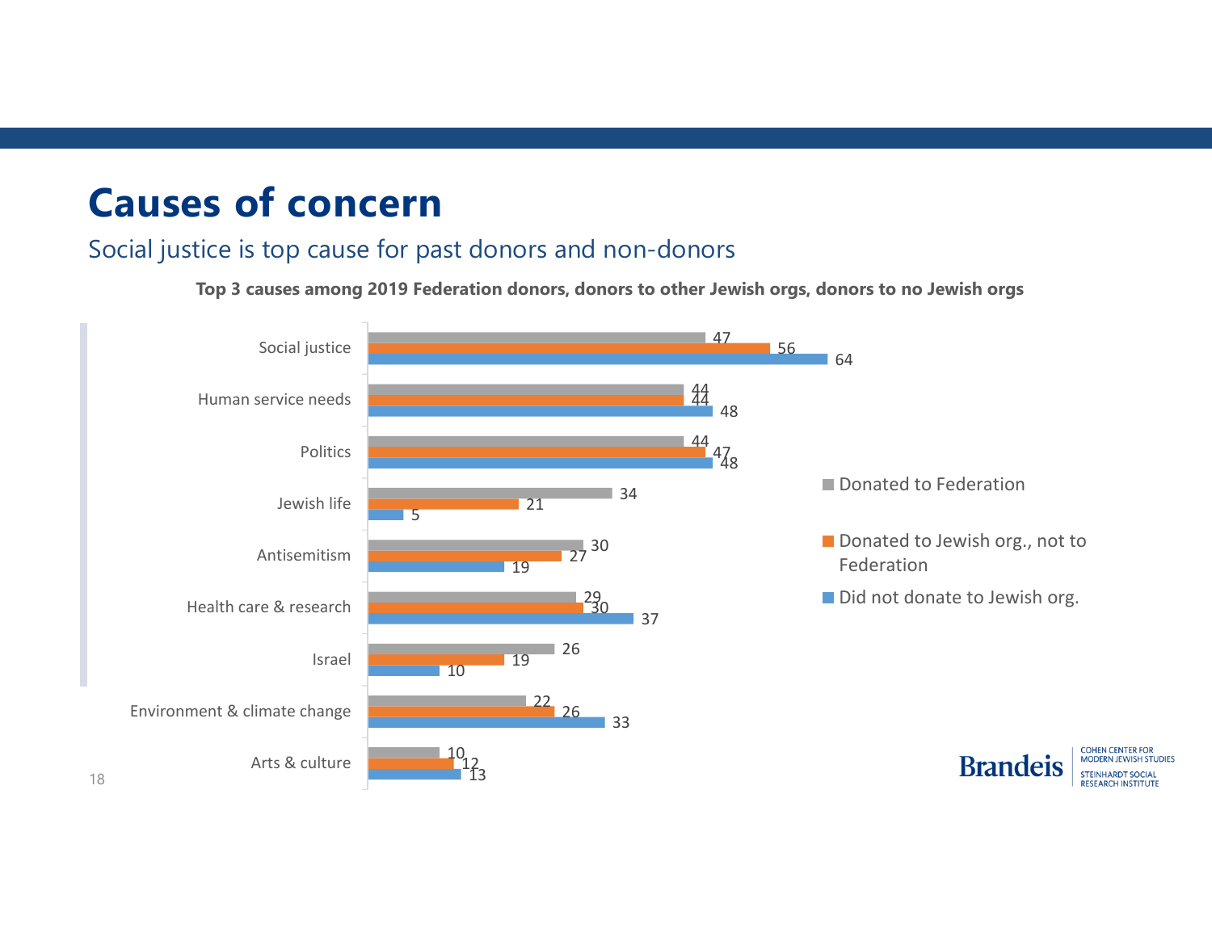# Causes of concern

## Social justice is top cause for past donors and non-donors

**Top 3 causes among 2019 Federation donors, donors to other Jewish orgs, donors to no Jewish orgs**

| Cause | Donated to Federation | Donated to Jewish org., not to Federation | Did not donate to Jewish org. |
|---|---|---|---|
| Social justice | 47 | 56 | 64 |
| Human service needs | 44 | 44 | 48 |
| Politics | 44 | 47 | 48 |
| Jewish life | 34 | 21 | 5 |
| Antisemitism | 30 | 27 | 19 |
| Health care & research | 29 | 30 | 37 |
| Israel | 26 | 19 | 10 |
| Environment & climate change | 22 | 26 | 33 |
| Arts & culture | 10 | 12 | 13 |

Brandeis | COHEN CENTER FOR MODERN JEWISH STUDIES | STEINHARDT SOCIAL RESEARCH INSTITUTE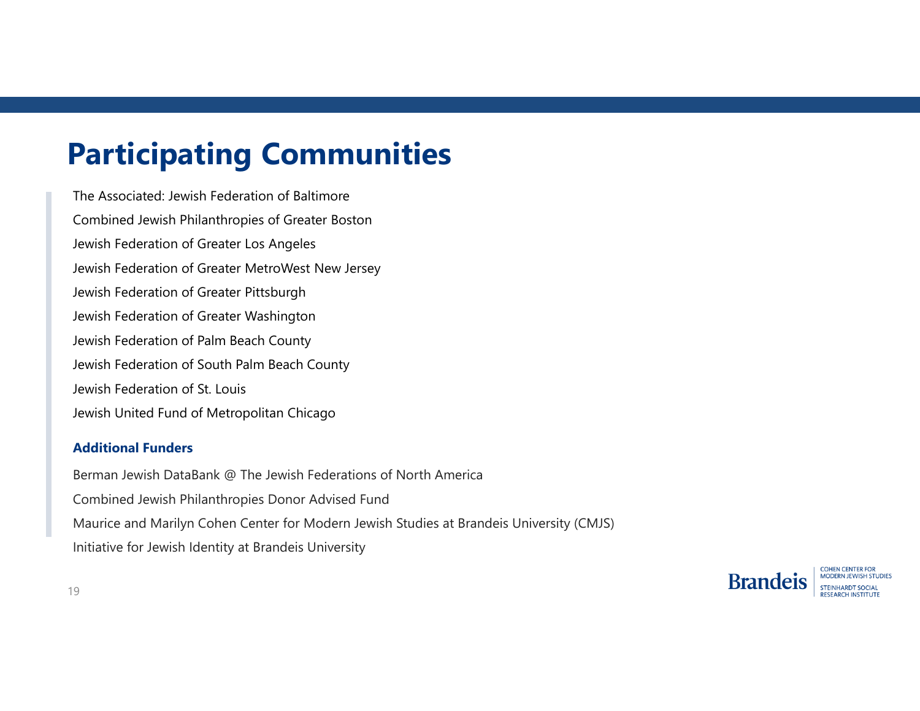# Participating Communities

The Associated: Jewish Federation of Baltimore

Combined Jewish Philanthropies of Greater Boston

Jewish Federation of Greater Los Angeles

Jewish Federation of Greater MetroWest New Jersey

Jewish Federation of Greater Pittsburgh

Jewish Federation of Greater Washington

Jewish Federation of Palm Beach County

Jewish Federation of South Palm Beach County

Jewish Federation of St. Louis

Jewish United Fund of Metropolitan Chicago

**Additional Funders**

Berman Jewish DataBank @ The Jewish Federations of North America

Combined Jewish Philanthropies Donor Advised Fund

Maurice and Marilyn Cohen Center for Modern Jewish Studies at Brandeis University (CMJS)

Initiative for Jewish Identity at Brandeis University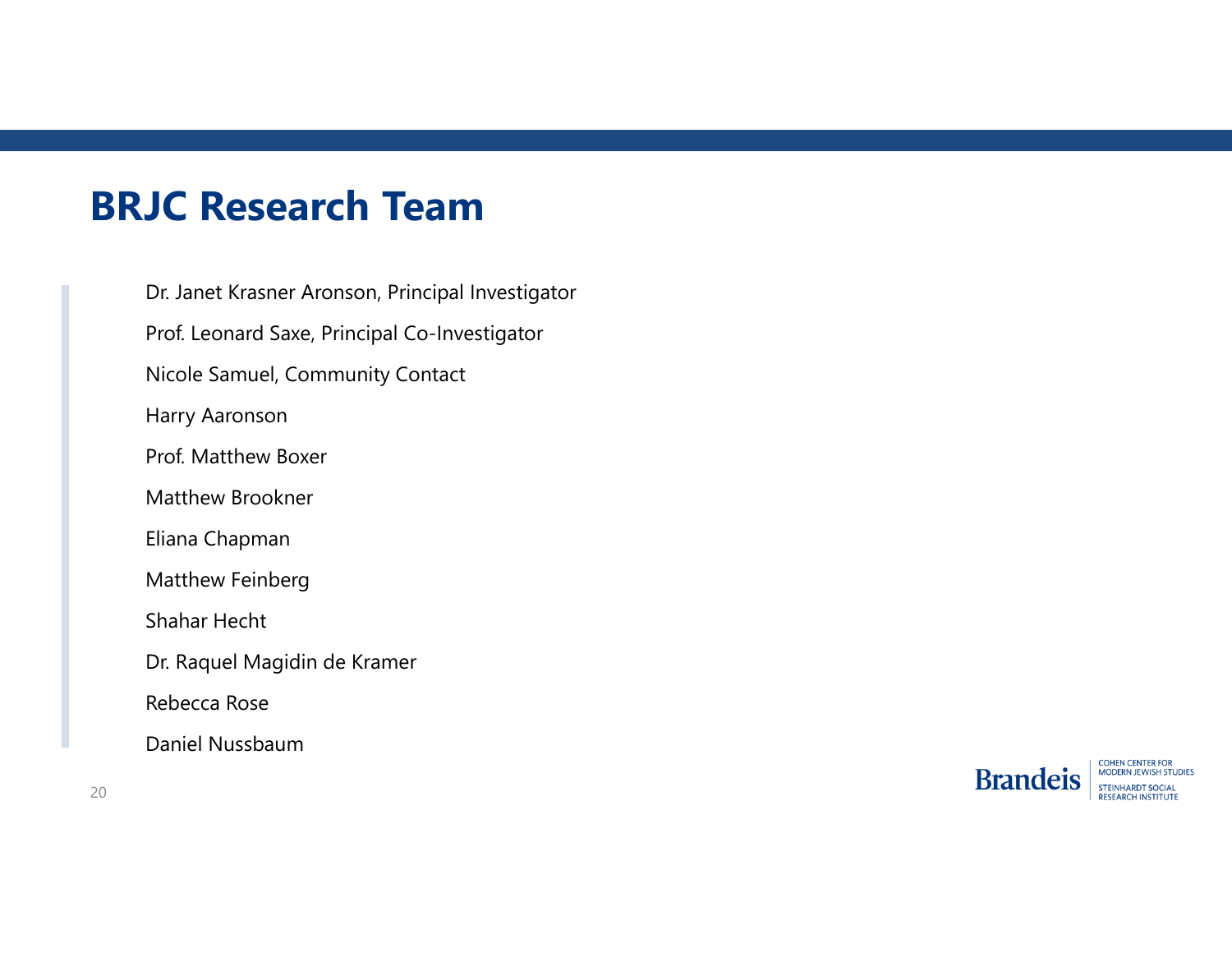# BRJC Research Team

Dr. Janet Krasner Aronson, Principal Investigator

Prof. Leonard Saxe, Principal Co-Investigator

Nicole Samuel, Community Contact

Harry Aaronson

Prof. Matthew Boxer

Matthew Brookner

Eliana Chapman

Matthew Feinberg

Shahar Hecht

Dr. Raquel Magidin de Kramer

Rebecca Rose

Daniel Nussbaum

Brandeis | COHEN CENTER FOR MODERN JEWISH STUDIES | STEINHARDT SOCIAL RESEARCH INSTITUTE